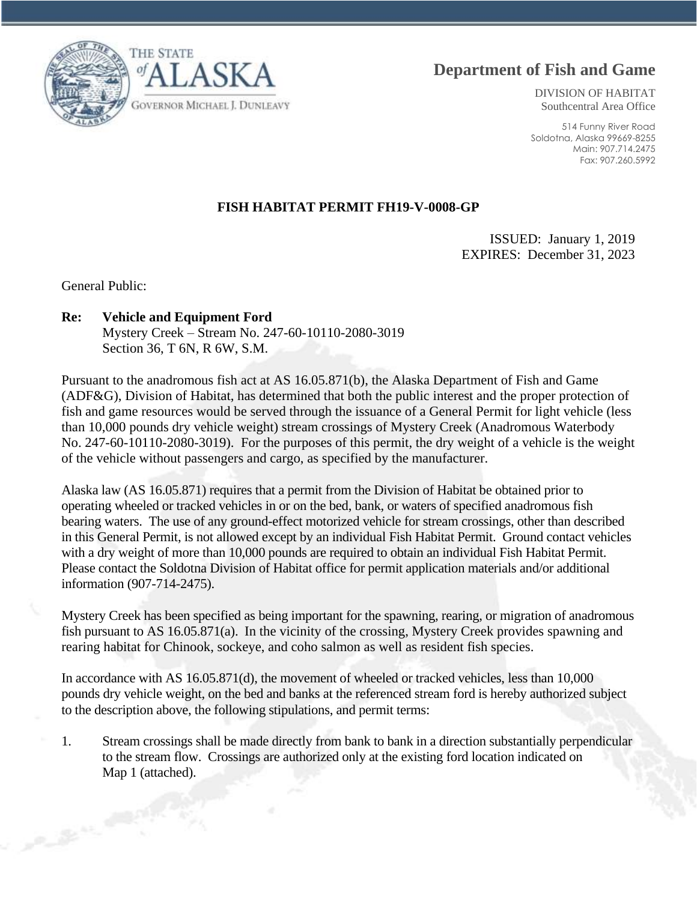THE STATE of ALASKA

GOVERNOR MICHAEL J. DUNLEAVY

# Department of Fish and Game

DIVISION OF HABITAT
Southcentral Area Office

514 Funny River Road
Soldotna, Alaska 99669-8255
Main: 907.714.2475
Fax: 907.260.5992

## FISH HABITAT PERMIT FH19-V-0008-GP

ISSUED: January 1, 2019
EXPIRES: December 31, 2023

General Public:

**Re: Vehicle and Equipment Ford**
Mystery Creek – Stream No. 247-60-10110-2080-3019
Section 36, T 6N, R 6W, S.M.

Pursuant to the anadromous fish act at AS 16.05.871(b), the Alaska Department of Fish and Game (ADF&G), Division of Habitat, has determined that both the public interest and the proper protection of fish and game resources would be served through the issuance of a General Permit for light vehicle (less than 10,000 pounds dry vehicle weight) stream crossings of Mystery Creek (Anadromous Waterbody No. 247-60-10110-2080-3019). For the purposes of this permit, the dry weight of a vehicle is the weight of the vehicle without passengers and cargo, as specified by the manufacturer.

Alaska law (AS 16.05.871) requires that a permit from the Division of Habitat be obtained prior to operating wheeled or tracked vehicles in or on the bed, bank, or waters of specified anadromous fish bearing waters. The use of any ground-effect motorized vehicle for stream crossings, other than described in this General Permit, is not allowed except by an individual Fish Habitat Permit. Ground contact vehicles with a dry weight of more than 10,000 pounds are required to obtain an individual Fish Habitat Permit. Please contact the Soldotna Division of Habitat office for permit application materials and/or additional information (907-714-2475).

Mystery Creek has been specified as being important for the spawning, rearing, or migration of anadromous fish pursuant to AS 16.05.871(a). In the vicinity of the crossing, Mystery Creek provides spawning and rearing habitat for Chinook, sockeye, and coho salmon as well as resident fish species.

In accordance with AS 16.05.871(d), the movement of wheeled or tracked vehicles, less than 10,000 pounds dry vehicle weight, on the bed and banks at the referenced stream ford is hereby authorized subject to the description above, the following stipulations, and permit terms:

1. Stream crossings shall be made directly from bank to bank in a direction substantially perpendicular to the stream flow. Crossings are authorized only at the existing ford location indicated on Map 1 (attached).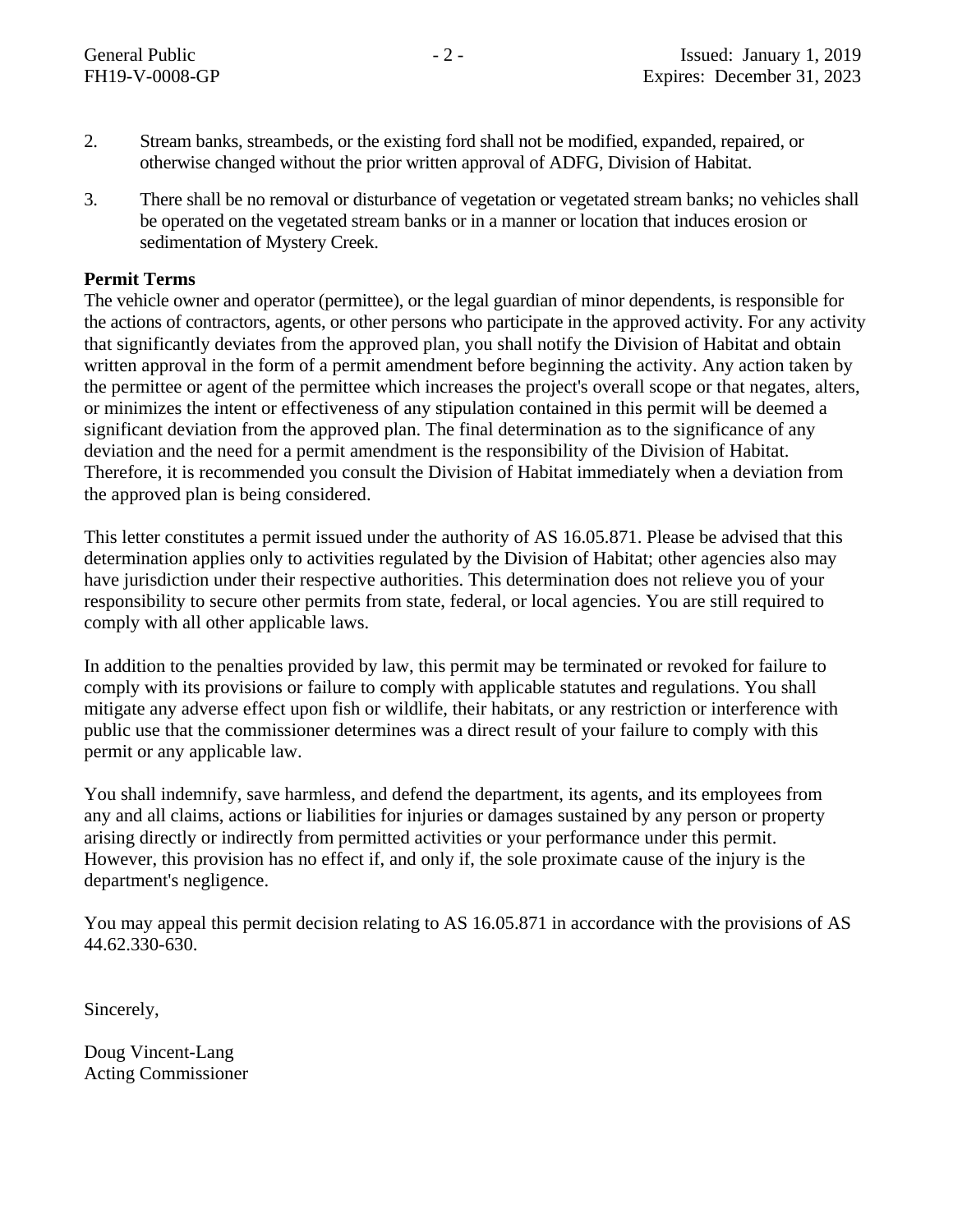2. Stream banks, streambeds, or the existing ford shall not be modified, expanded, repaired, or otherwise changed without the prior written approval of ADFG, Division of Habitat.

3. There shall be no removal or disturbance of vegetation or vegetated stream banks; no vehicles shall be operated on the vegetated stream banks or in a manner or location that induces erosion or sedimentation of Mystery Creek.

**Permit Terms**

The vehicle owner and operator (permittee), or the legal guardian of minor dependents, is responsible for the actions of contractors, agents, or other persons who participate in the approved activity. For any activity that significantly deviates from the approved plan, you shall notify the Division of Habitat and obtain written approval in the form of a permit amendment before beginning the activity. Any action taken by the permittee or agent of the permittee which increases the project's overall scope or that negates, alters, or minimizes the intent or effectiveness of any stipulation contained in this permit will be deemed a significant deviation from the approved plan. The final determination as to the significance of any deviation and the need for a permit amendment is the responsibility of the Division of Habitat. Therefore, it is recommended you consult the Division of Habitat immediately when a deviation from the approved plan is being considered.

This letter constitutes a permit issued under the authority of AS 16.05.871. Please be advised that this determination applies only to activities regulated by the Division of Habitat; other agencies also may have jurisdiction under their respective authorities. This determination does not relieve you of your responsibility to secure other permits from state, federal, or local agencies. You are still required to comply with all other applicable laws.

In addition to the penalties provided by law, this permit may be terminated or revoked for failure to comply with its provisions or failure to comply with applicable statutes and regulations. You shall mitigate any adverse effect upon fish or wildlife, their habitats, or any restriction or interference with public use that the commissioner determines was a direct result of your failure to comply with this permit or any applicable law.

You shall indemnify, save harmless, and defend the department, its agents, and its employees from any and all claims, actions or liabilities for injuries or damages sustained by any person or property arising directly or indirectly from permitted activities or your performance under this permit. However, this provision has no effect if, and only if, the sole proximate cause of the injury is the department's negligence.

You may appeal this permit decision relating to AS 16.05.871 in accordance with the provisions of AS 44.62.330-630.

Sincerely,

Doug Vincent-Lang
Acting Commissioner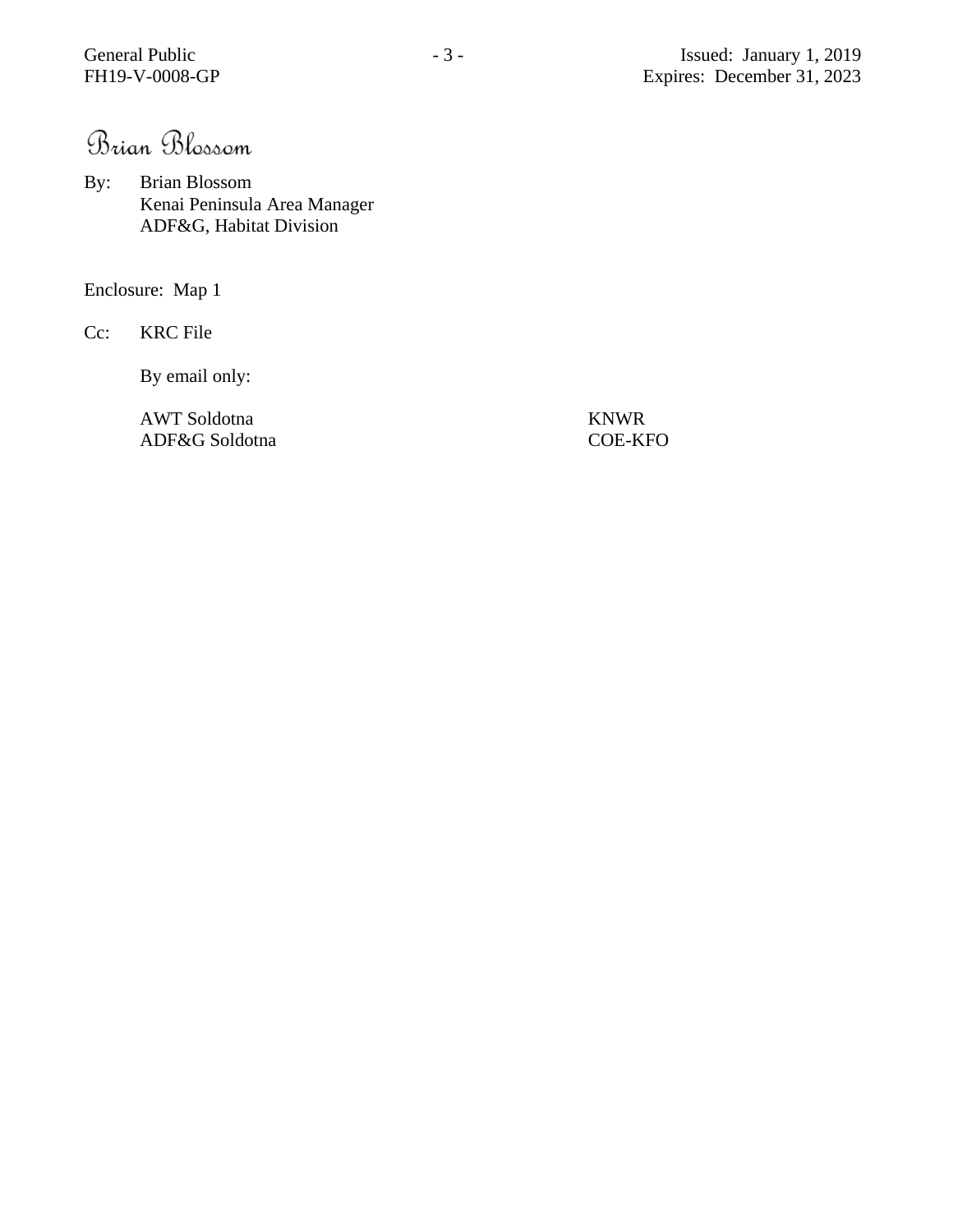Brian Blossom

By: Brian Blossom
Kenai Peninsula Area Manager
ADF&G, Habitat Division

Enclosure: Map 1

Cc: KRC File

By email only:

AWT Soldotna
ADF&G Soldotna
KNWR
COE-KFO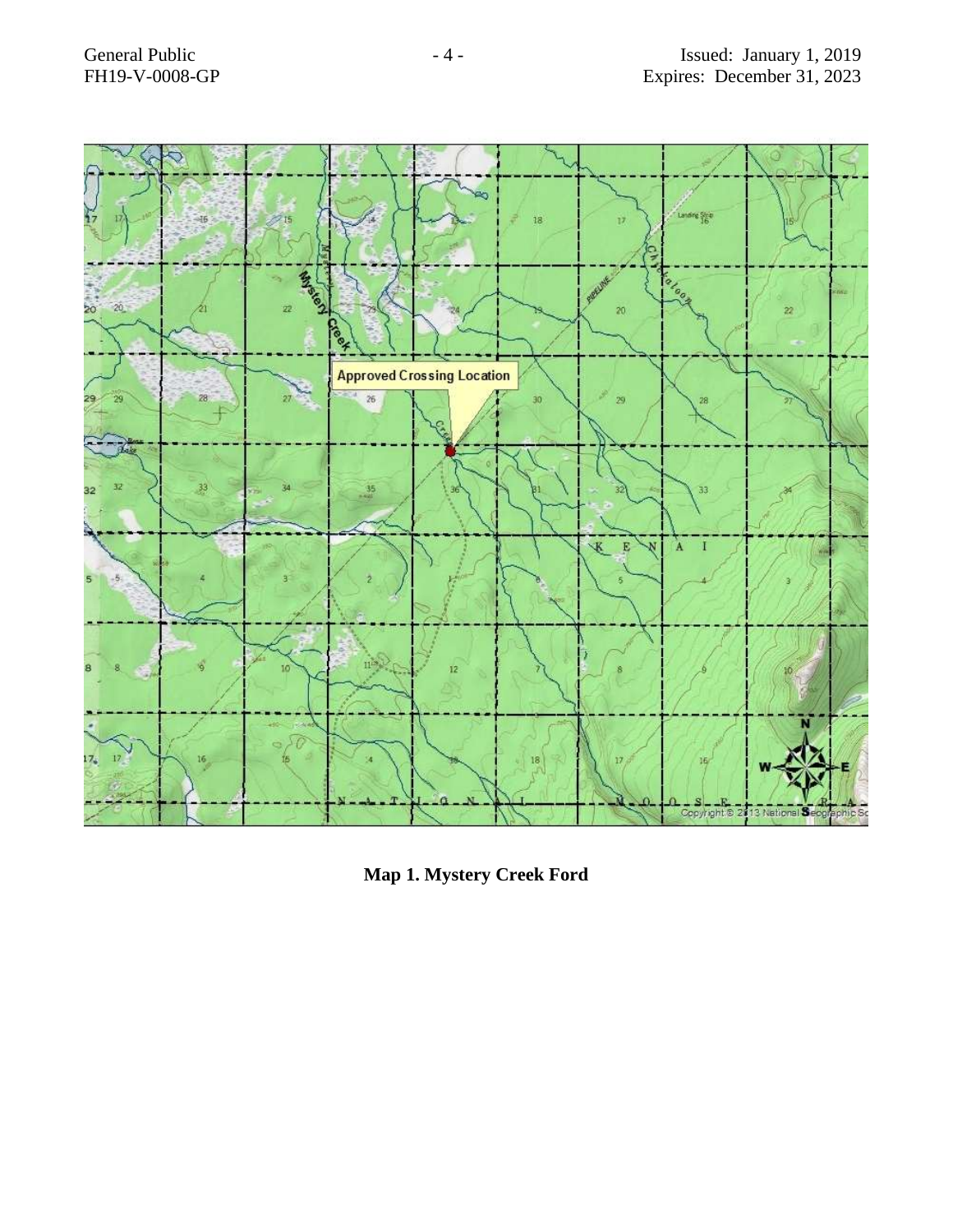Approved Crossing Location

**Map 1. Mystery Creek Ford**